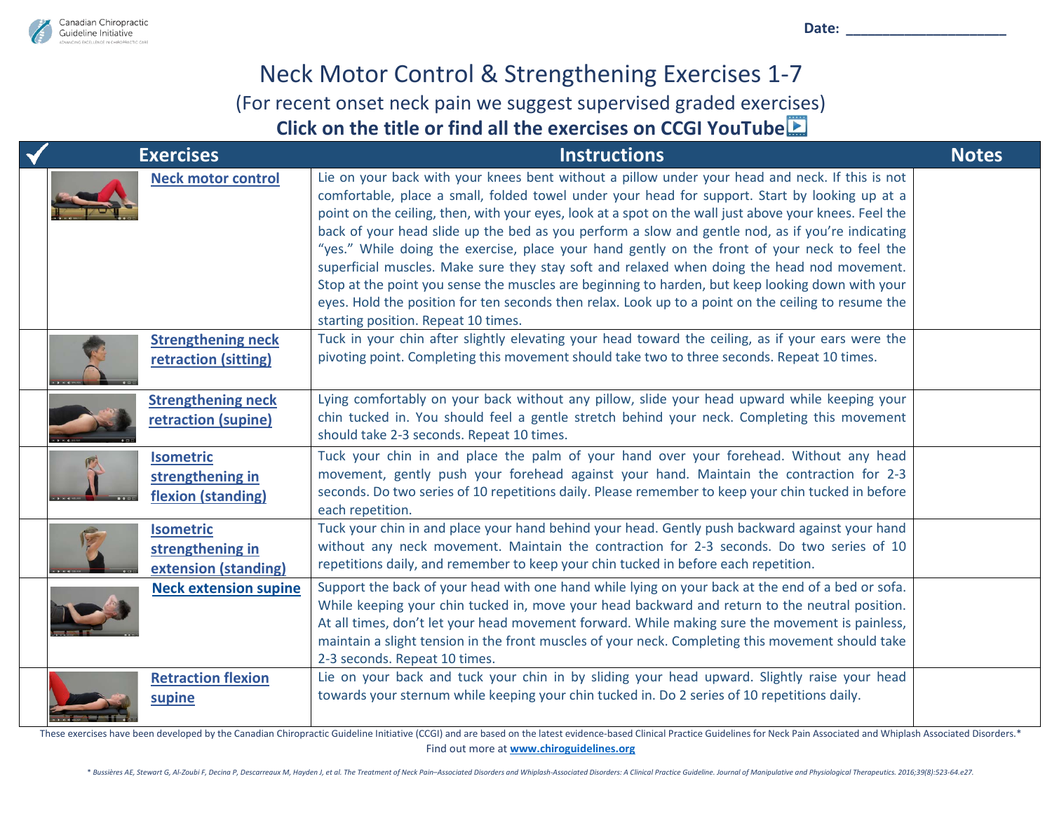Canadian Chiropractic Guideline Initiative

Date: ____________________

# Neck Motor Control & Strengthening Exercises 1-7

(For recent onset neck pain we suggest supervised graded exercises)

**Click on the title or find all the exercises on CCGI YouTube**

| ✓ | Exercises | Instructions | Notes |
|---|---|---|---|
| | **Neck motor control** | Lie on your back with your knees bent without a pillow under your head and neck. If this is not comfortable, place a small, folded towel under your head for support. Start by looking up at a point on the ceiling, then, with your eyes, look at a spot on the wall just above your knees. Feel the back of your head slide up the bed as you perform a slow and gentle nod, as if you're indicating "yes." While doing the exercise, place your hand gently on the front of your neck to feel the superficial muscles. Make sure they stay soft and relaxed when doing the head nod movement. Stop at the point you sense the muscles are beginning to harden, but keep looking down with your eyes. Hold the position for ten seconds then relax. Look up to a point on the ceiling to resume the starting position. Repeat 10 times. | |
| | **Strengthening neck retraction (sitting)** | Tuck in your chin after slightly elevating your head toward the ceiling, as if your ears were the pivoting point. Completing this movement should take two to three seconds. Repeat 10 times. | |
| | **Strengthening neck retraction (supine)** | Lying comfortably on your back without any pillow, slide your head upward while keeping your chin tucked in. You should feel a gentle stretch behind your neck. Completing this movement should take 2-3 seconds. Repeat 10 times. | |
| | **Isometric strengthening in flexion (standing)** | Tuck your chin in and place the palm of your hand over your forehead. Without any head movement, gently push your forehead against your hand. Maintain the contraction for 2-3 seconds. Do two series of 10 repetitions daily. Please remember to keep your chin tucked in before each repetition. | |
| | **Isometric strengthening in extension (standing)** | Tuck your chin in and place your hand behind your head. Gently push backward against your hand without any neck movement. Maintain the contraction for 2-3 seconds. Do two series of 10 repetitions daily, and remember to keep your chin tucked in before each repetition. | |
| | **Neck extension supine** | Support the back of your head with one hand while lying on your back at the end of a bed or sofa. While keeping your chin tucked in, move your head backward and return to the neutral position. At all times, don't let your head movement forward. While making sure the movement is painless, maintain a slight tension in the front muscles of your neck. Completing this movement should take 2-3 seconds. Repeat 10 times. | |
| | **Retraction flexion supine** | Lie on your back and tuck your chin in by sliding your head upward. Slightly raise your head towards your sternum while keeping your chin tucked in. Do 2 series of 10 repetitions daily. | |

These exercises have been developed by the Canadian Chiropractic Guideline Initiative (CCGI) and are based on the latest evidence-based Clinical Practice Guidelines for Neck Pain Associated and Whiplash Associated Disorders.*
Find out more at **www.chiroguidelines.org**

*\* Bussières AE, Stewart G, Al-Zoubi F, Decina P, Descarreaux M, Hayden J, et al. The Treatment of Neck Pain–Associated Disorders and Whiplash-Associated Disorders: A Clinical Practice Guideline. Journal of Manipulative and Physiological Therapeutics. 2016;39(8):523-64.e27.*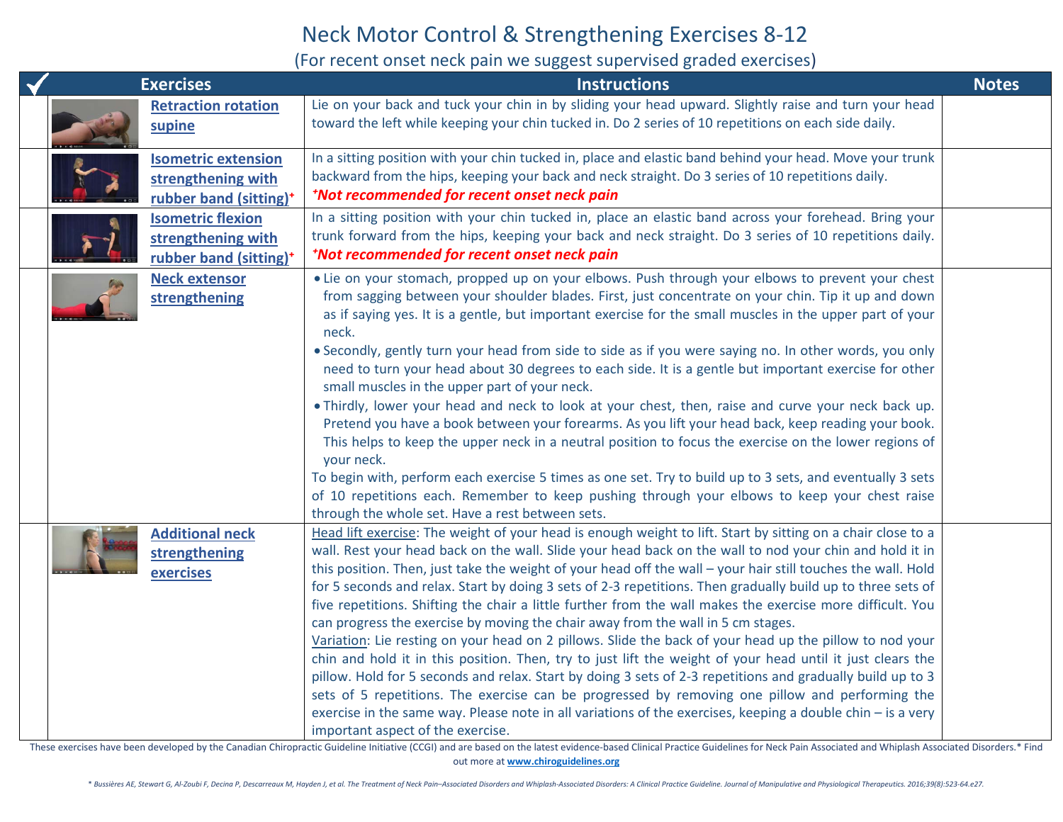# Neck Motor Control & Strengthening Exercises 8-12

(For recent onset neck pain we suggest supervised graded exercises)

| ✓ | Exercises | Instructions | Notes |
|---|---|---|---|
| | **Retraction rotation supine** | Lie on your back and tuck your chin in by sliding your head upward. Slightly raise and turn your head toward the left while keeping your chin tucked in. Do 2 series of 10 repetitions on each side daily. | |
| | **Isometric extension strengthening with rubber band (sitting)⁺** | In a sitting position with your chin tucked in, place and elastic band behind your head. Move your trunk backward from the hips, keeping your back and neck straight. Do 3 series of 10 repetitions daily. ***⁺Not recommended for recent onset neck pain*** | |
| | **Isometric flexion strengthening with rubber band (sitting)⁺** | In a sitting position with your chin tucked in, place an elastic band across your forehead. Bring your trunk forward from the hips, keeping your back and neck straight. Do 3 series of 10 repetitions daily. ***⁺Not recommended for recent onset neck pain*** | |
| | **Neck extensor strengthening** | • Lie on your stomach, propped up on your elbows. Push through your elbows to prevent your chest from sagging between your shoulder blades. First, just concentrate on your chin. Tip it up and down as if saying yes. It is a gentle, but important exercise for the small muscles in the upper part of your neck.<br>• Secondly, gently turn your head from side to side as if you were saying no. In other words, you only need to turn your head about 30 degrees to each side. It is a gentle but important exercise for other small muscles in the upper part of your neck.<br>• Thirdly, lower your head and neck to look at your chest, then, raise and curve your neck back up. Pretend you have a book between your forearms. As you lift your head back, keep reading your book. This helps to keep the upper neck in a neutral position to focus the exercise on the lower regions of your neck.<br>To begin with, perform each exercise 5 times as one set. Try to build up to 3 sets, and eventually 3 sets of 10 repetitions each. Remember to keep pushing through your elbows to keep your chest raise through the whole set. Have a rest between sets. | |
| | **Additional neck strengthening exercises** | Head lift exercise: The weight of your head is enough weight to lift. Start by sitting on a chair close to a wall. Rest your head back on the wall. Slide your head back on the wall to nod your chin and hold it in this position. Then, just take the weight of your head off the wall – your hair still touches the wall. Hold for 5 seconds and relax. Start by doing 3 sets of 2-3 repetitions. Then gradually build up to three sets of five repetitions. Shifting the chair a little further from the wall makes the exercise more difficult. You can progress the exercise by moving the chair away from the wall in 5 cm stages.<br>Variation: Lie resting on your head on 2 pillows. Slide the back of your head up the pillow to nod your chin and hold it in this position. Then, try to just lift the weight of your head until it just clears the pillow. Hold for 5 seconds and relax. Start by doing 3 sets of 2-3 repetitions and gradually build up to 3 sets of 5 repetitions. The exercise can be progressed by removing one pillow and performing the exercise in the same way. Please note in all variations of the exercises, keeping a double chin – is a very important aspect of the exercise. | |

These exercises have been developed by the Canadian Chiropractic Guideline Initiative (CCGI) and are based on the latest evidence-based Clinical Practice Guidelines for Neck Pain Associated and Whiplash Associated Disorders.* Find out more at **www.chiroguidelines.org**

*\* Bussières AE, Stewart G, Al-Zoubi F, Decina P, Descarreaux M, Hayden J, et al. The Treatment of Neck Pain–Associated Disorders and Whiplash-Associated Disorders: A Clinical Practice Guideline. Journal of Manipulative and Physiological Therapeutics. 2016;39(8):523-64.e27.*